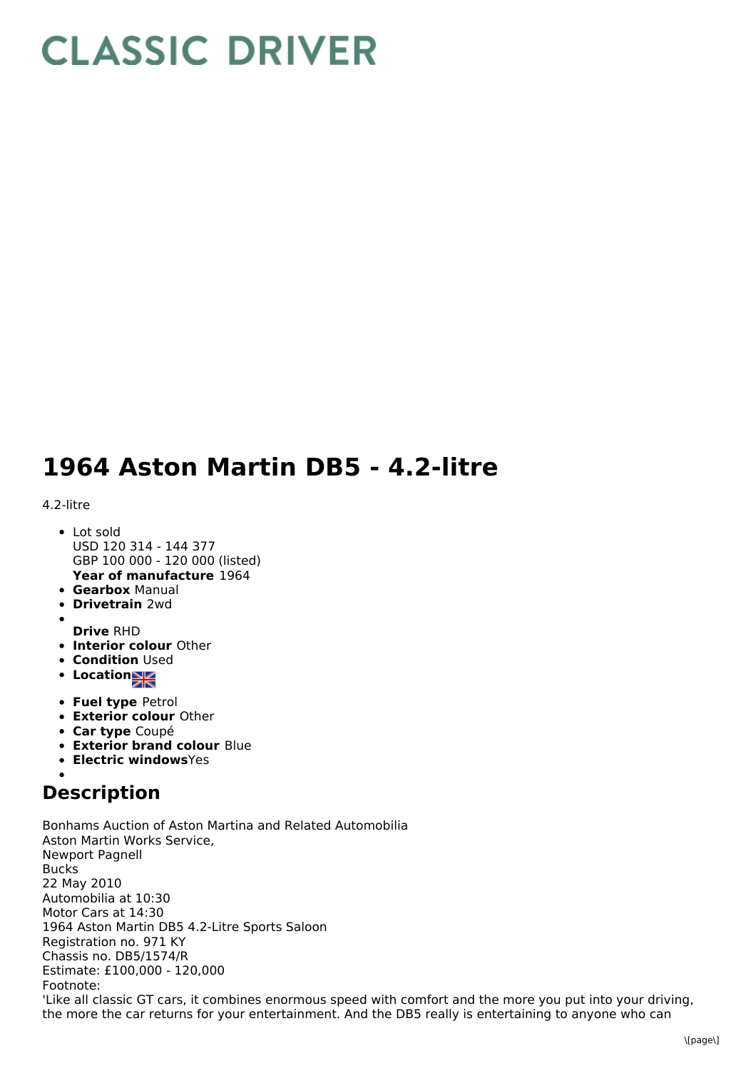# CLASSIC DRIVER

# 1964 Aston Martin DB5 - 4.2-litre

4.2-litre

- Lot sold
  USD 120 314 - 144 377
  GBP 100 000 - 120 000 (listed)
  **Year of manufacture** 1964
- **Gearbox** Manual
- **Drivetrain** 2wd
- 
  **Drive** RHD
- **Interior colour** Other
- **Condition** Used
- **Location**
- **Fuel type** Petrol
- **Exterior colour** Other
- **Car type** Coupé
- **Exterior brand colour** Blue
- **Electric windows**Yes
- 

## Description

Bonhams Auction of Aston Martina and Related Automobilia
Aston Martin Works Service,
Newport Pagnell
Bucks
22 May 2010
Automobilia at 10:30
Motor Cars at 14:30
1964 Aston Martin DB5 4.2-Litre Sports Saloon
Registration no. 971 KY
Chassis no. DB5/1574/R
Estimate: £100,000 - 120,000
Footnote:
'Like all classic GT cars, it combines enormous speed with comfort and the more you put into your driving, the more the car returns for your entertainment. And the DB5 really is entertaining to anyone who can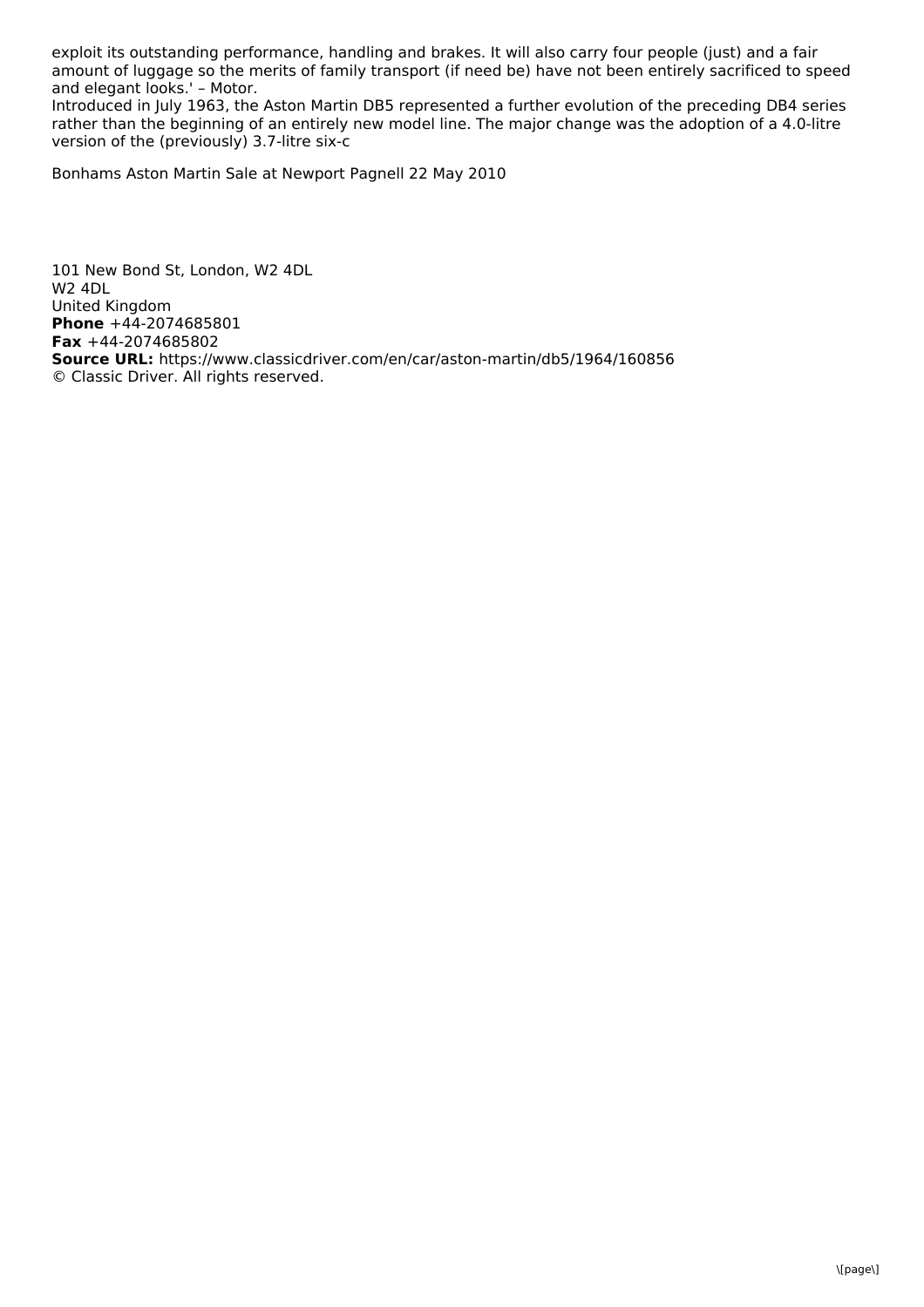exploit its outstanding performance, handling and brakes. It will also carry four people (just) and a fair amount of luggage so the merits of family transport (if need be) have not been entirely sacrificed to speed and elegant looks.' – Motor.
Introduced in July 1963, the Aston Martin DB5 represented a further evolution of the preceding DB4 series rather than the beginning of an entirely new model line. The major change was the adoption of a 4.0-litre version of the (previously) 3.7-litre six-c

Bonhams Aston Martin Sale at Newport Pagnell 22 May 2010

101 New Bond St, London, W2 4DL
W2 4DL
United Kingdom
**Phone** +44-2074685801
**Fax** +44-2074685802
**Source URL:** https://www.classicdriver.com/en/car/aston-martin/db5/1964/160856
© Classic Driver. All rights reserved.